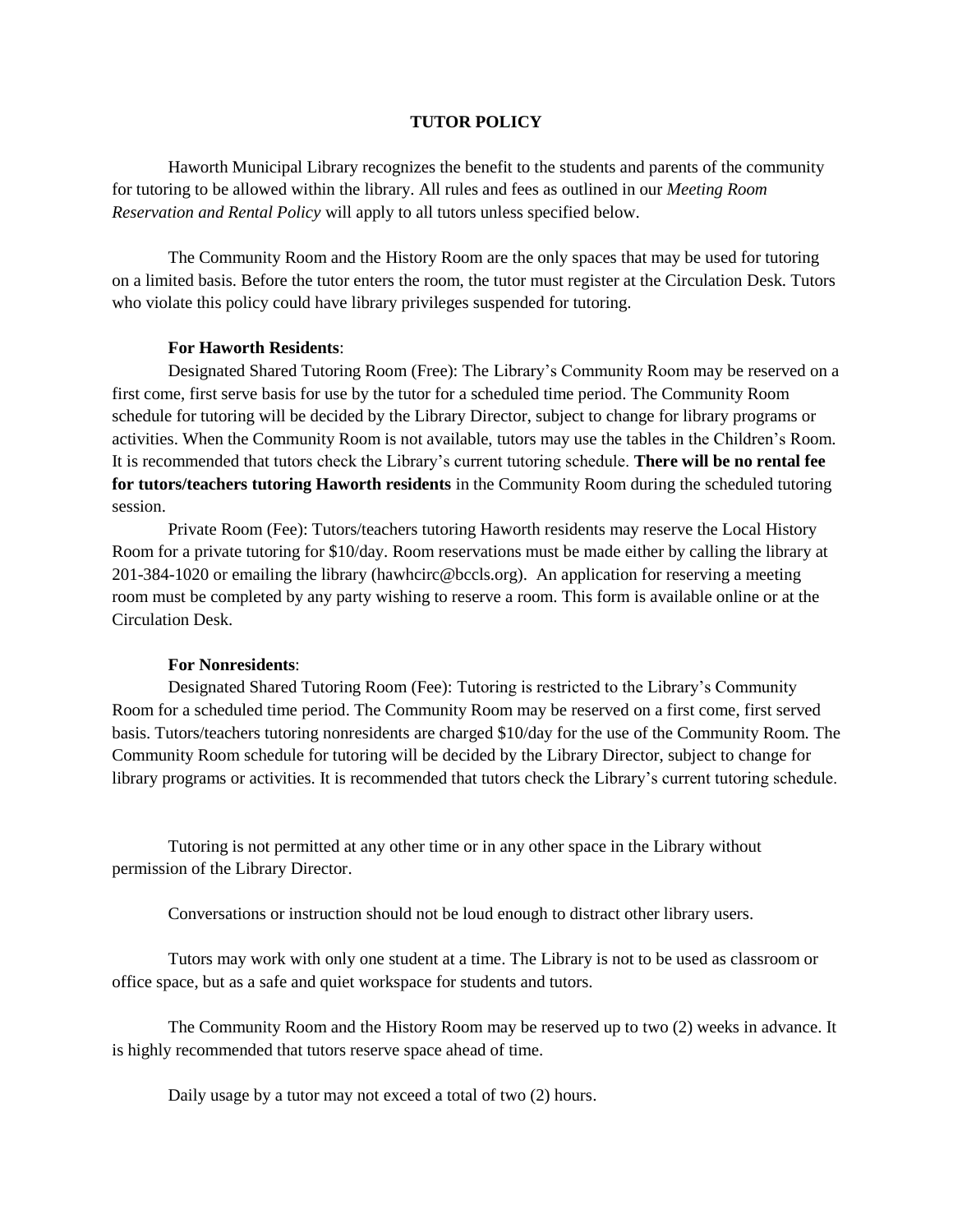# TUTOR POLICY

Haworth Municipal Library recognizes the benefit to the students and parents of the community for tutoring to be allowed within the library. All rules and fees as outlined in our *Meeting Room Reservation and Rental Policy* will apply to all tutors unless specified below.

The Community Room and the History Room are the only spaces that may be used for tutoring on a limited basis. Before the tutor enters the room, the tutor must register at the Circulation Desk. Tutors who violate this policy could have library privileges suspended for tutoring.

**For Haworth Residents**:

Designated Shared Tutoring Room (Free): The Library's Community Room may be reserved on a first come, first serve basis for use by the tutor for a scheduled time period. The Community Room schedule for tutoring will be decided by the Library Director, subject to change for library programs or activities. When the Community Room is not available, tutors may use the tables in the Children's Room. It is recommended that tutors check the Library's current tutoring schedule. **There will be no rental fee for tutors/teachers tutoring Haworth residents** in the Community Room during the scheduled tutoring session.

Private Room (Fee): Tutors/teachers tutoring Haworth residents may reserve the Local History Room for a private tutoring for $10/day. Room reservations must be made either by calling the library at 201-384-1020 or emailing the library (hawhcirc@bccls.org). An application for reserving a meeting room must be completed by any party wishing to reserve a room. This form is available online or at the Circulation Desk.

**For Nonresidents**:

Designated Shared Tutoring Room (Fee): Tutoring is restricted to the Library's Community Room for a scheduled time period. The Community Room may be reserved on a first come, first served basis. Tutors/teachers tutoring nonresidents are charged $10/day for the use of the Community Room. The Community Room schedule for tutoring will be decided by the Library Director, subject to change for library programs or activities. It is recommended that tutors check the Library's current tutoring schedule.

Tutoring is not permitted at any other time or in any other space in the Library without permission of the Library Director.

Conversations or instruction should not be loud enough to distract other library users.

Tutors may work with only one student at a time. The Library is not to be used as classroom or office space, but as a safe and quiet workspace for students and tutors.

The Community Room and the History Room may be reserved up to two (2) weeks in advance. It is highly recommended that tutors reserve space ahead of time.

Daily usage by a tutor may not exceed a total of two (2) hours.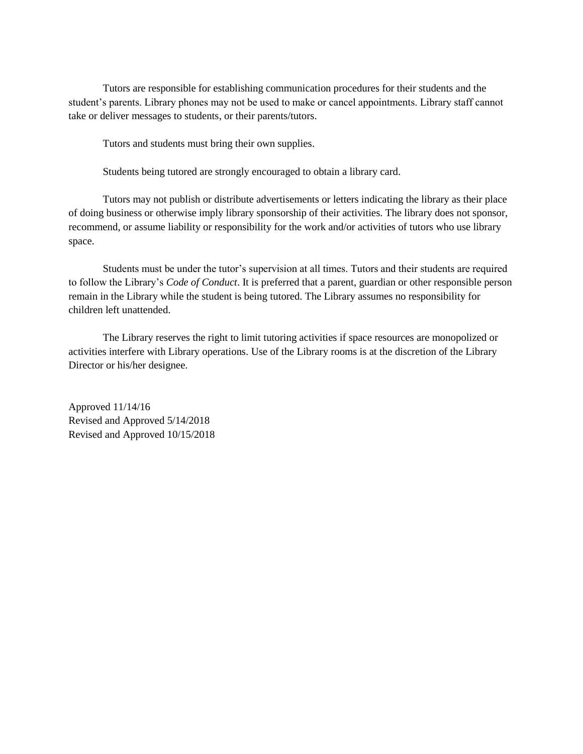Tutors are responsible for establishing communication procedures for their students and the student's parents. Library phones may not be used to make or cancel appointments. Library staff cannot take or deliver messages to students, or their parents/tutors.

Tutors and students must bring their own supplies.

Students being tutored are strongly encouraged to obtain a library card.

Tutors may not publish or distribute advertisements or letters indicating the library as their place of doing business or otherwise imply library sponsorship of their activities. The library does not sponsor, recommend, or assume liability or responsibility for the work and/or activities of tutors who use library space.

Students must be under the tutor's supervision at all times. Tutors and their students are required to follow the Library's *Code of Conduct*. It is preferred that a parent, guardian or other responsible person remain in the Library while the student is being tutored. The Library assumes no responsibility for children left unattended.

The Library reserves the right to limit tutoring activities if space resources are monopolized or activities interfere with Library operations. Use of the Library rooms is at the discretion of the Library Director or his/her designee.

Approved 11/14/16
Revised and Approved 5/14/2018
Revised and Approved 10/15/2018